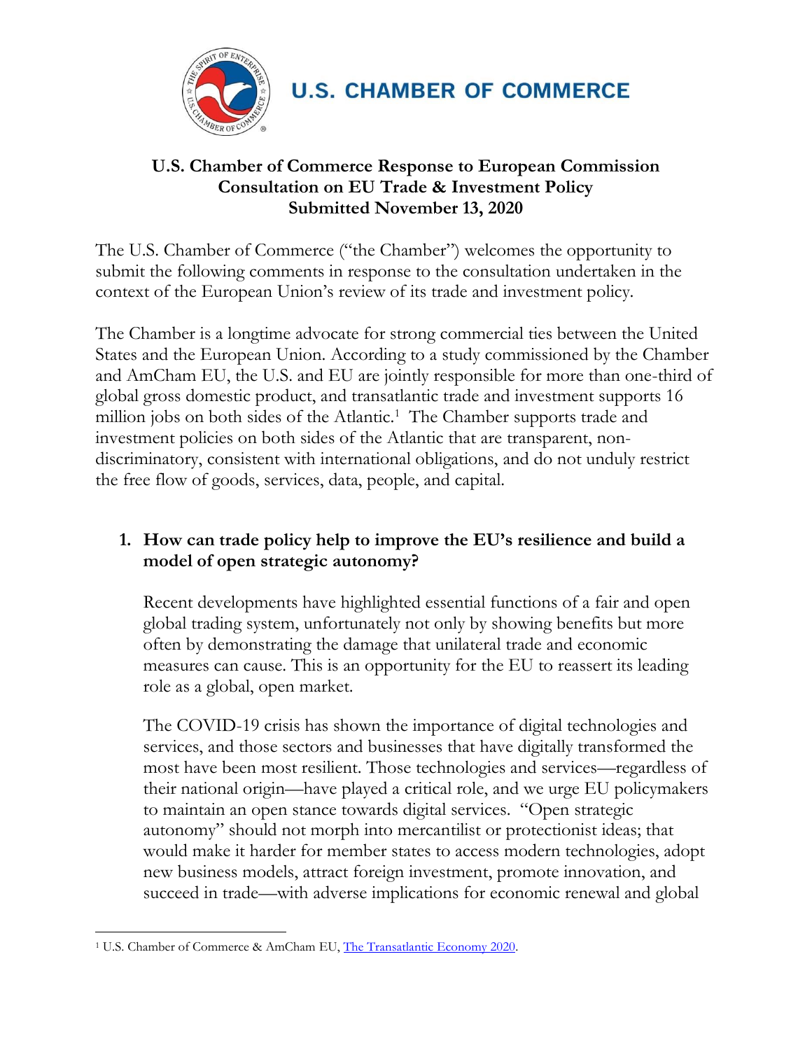**U.S. CHAMBER OF COMMERCE**

# U.S. Chamber of Commerce Response to European Commission Consultation on EU Trade & Investment Policy
## Submitted November 13, 2020

The U.S. Chamber of Commerce ("the Chamber") welcomes the opportunity to submit the following comments in response to the consultation undertaken in the context of the European Union's review of its trade and investment policy.

The Chamber is a longtime advocate for strong commercial ties between the United States and the European Union. According to a study commissioned by the Chamber and AmCham EU, the U.S. and EU are jointly responsible for more than one-third of global gross domestic product, and transatlantic trade and investment supports 16 million jobs on both sides of the Atlantic.[1] The Chamber supports trade and investment policies on both sides of the Atlantic that are transparent, non-discriminatory, consistent with international obligations, and do not unduly restrict the free flow of goods, services, data, people, and capital.

### 1. How can trade policy help to improve the EU's resilience and build a model of open strategic autonomy?

Recent developments have highlighted essential functions of a fair and open global trading system, unfortunately not only by showing benefits but more often by demonstrating the damage that unilateral trade and economic measures can cause. This is an opportunity for the EU to reassert its leading role as a global, open market.

The COVID-19 crisis has shown the importance of digital technologies and services, and those sectors and businesses that have digitally transformed the most have been most resilient. Those technologies and services—regardless of their national origin—have played a critical role, and we urge EU policymakers to maintain an open stance towards digital services. "Open strategic autonomy" should not morph into mercantilist or protectionist ideas; that would make it harder for member states to access modern technologies, adopt new business models, attract foreign investment, promote innovation, and succeed in trade—with adverse implications for economic renewal and global

---

[1] U.S. Chamber of Commerce & AmCham EU, The Transatlantic Economy 2020.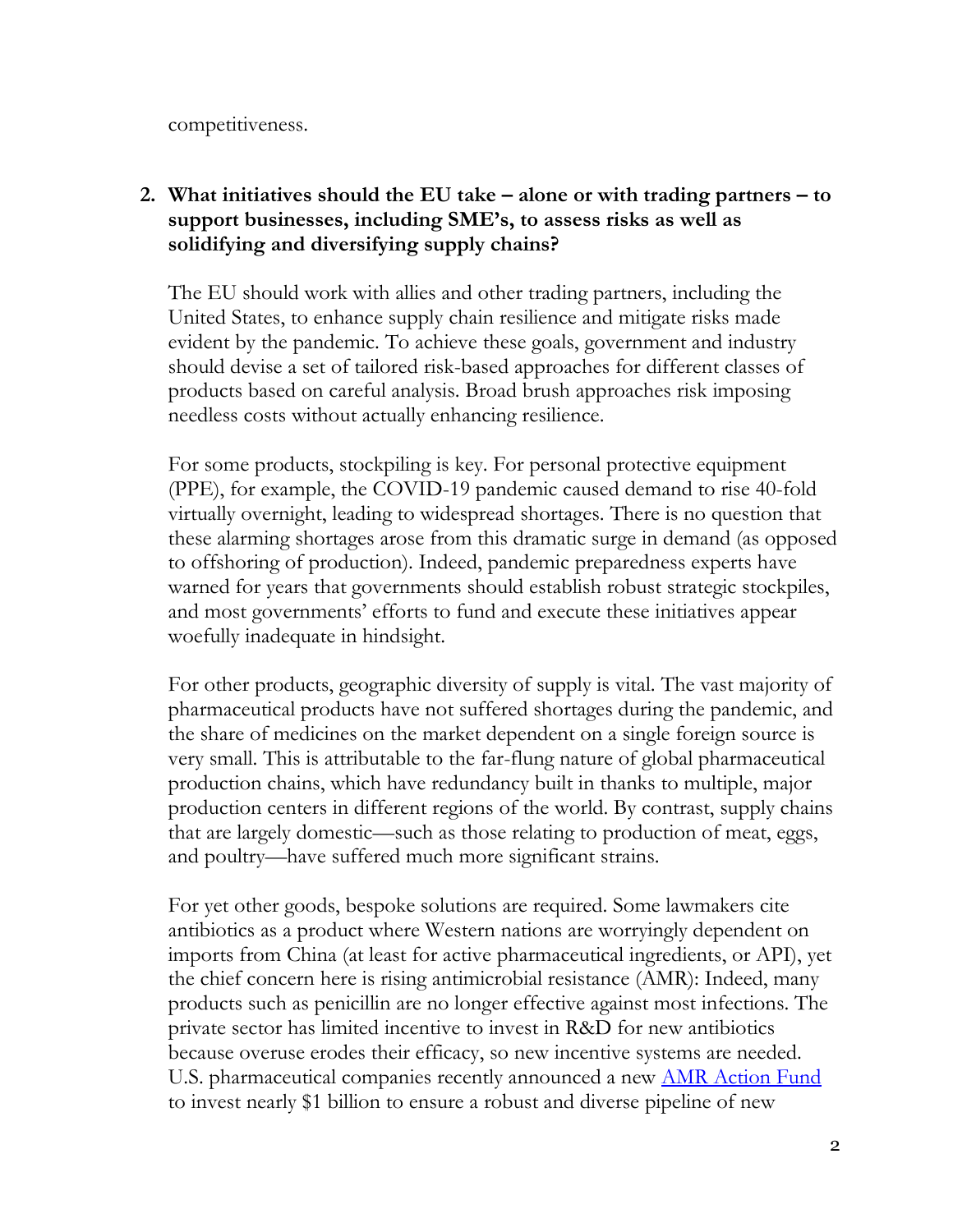competitiveness.

2. **What initiatives should the EU take – alone or with trading partners – to support businesses, including SME's, to assess risks as well as solidifying and diversifying supply chains?**

   The EU should work with allies and other trading partners, including the United States, to enhance supply chain resilience and mitigate risks made evident by the pandemic. To achieve these goals, government and industry should devise a set of tailored risk-based approaches for different classes of products based on careful analysis. Broad brush approaches risk imposing needless costs without actually enhancing resilience.

   For some products, stockpiling is key. For personal protective equipment (PPE), for example, the COVID-19 pandemic caused demand to rise 40-fold virtually overnight, leading to widespread shortages. There is no question that these alarming shortages arose from this dramatic surge in demand (as opposed to offshoring of production). Indeed, pandemic preparedness experts have warned for years that governments should establish robust strategic stockpiles, and most governments' efforts to fund and execute these initiatives appear woefully inadequate in hindsight.

   For other products, geographic diversity of supply is vital. The vast majority of pharmaceutical products have not suffered shortages during the pandemic, and the share of medicines on the market dependent on a single foreign source is very small. This is attributable to the far-flung nature of global pharmaceutical production chains, which have redundancy built in thanks to multiple, major production centers in different regions of the world. By contrast, supply chains that are largely domestic—such as those relating to production of meat, eggs, and poultry—have suffered much more significant strains.

   For yet other goods, bespoke solutions are required. Some lawmakers cite antibiotics as a product where Western nations are worryingly dependent on imports from China (at least for active pharmaceutical ingredients, or API), yet the chief concern here is rising antimicrobial resistance (AMR): Indeed, many products such as penicillin are no longer effective against most infections. The private sector has limited incentive to invest in R&D for new antibiotics because overuse erodes their efficacy, so new incentive systems are needed. U.S. pharmaceutical companies recently announced a new AMR Action Fund to invest nearly $1 billion to ensure a robust and diverse pipeline of new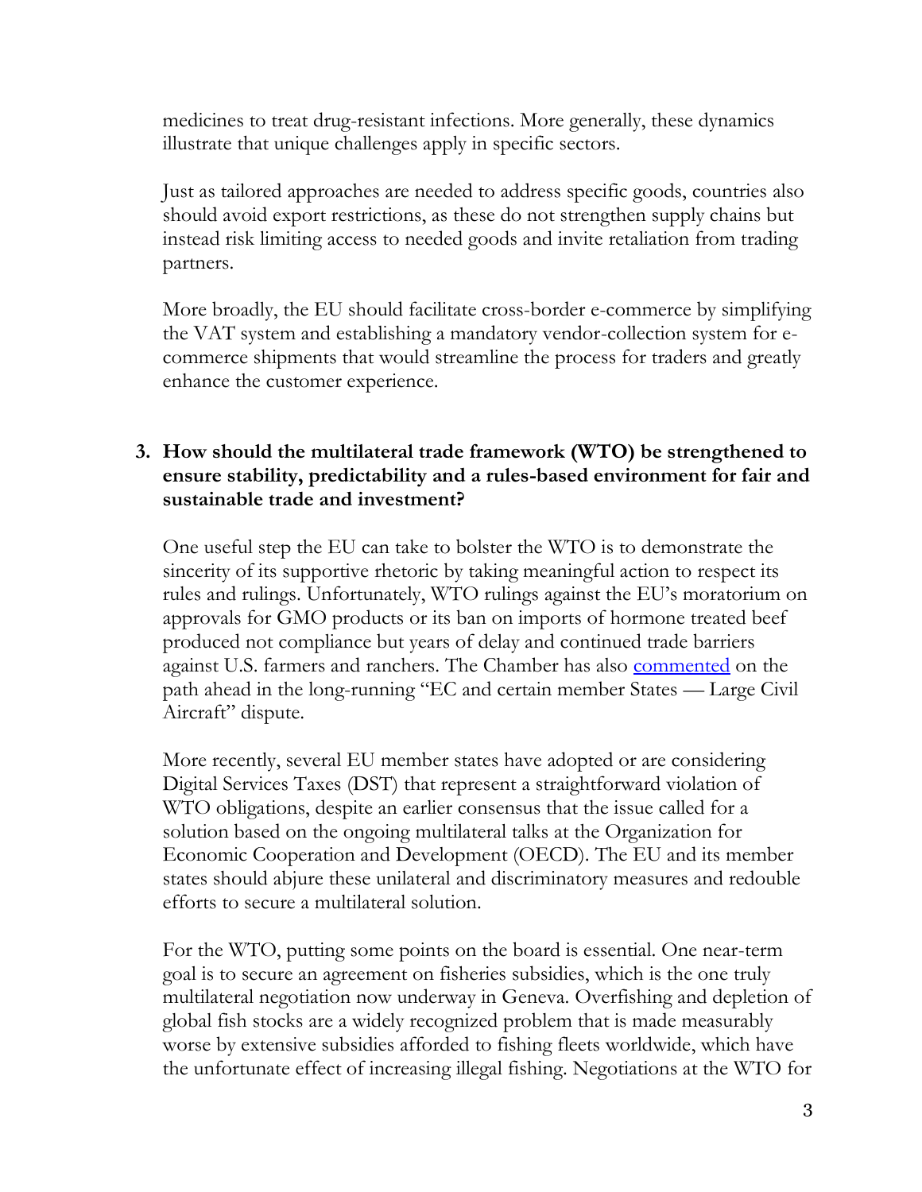medicines to treat drug-resistant infections. More generally, these dynamics illustrate that unique challenges apply in specific sectors.

Just as tailored approaches are needed to address specific goods, countries also should avoid export restrictions, as these do not strengthen supply chains but instead risk limiting access to needed goods and invite retaliation from trading partners.

More broadly, the EU should facilitate cross-border e-commerce by simplifying the VAT system and establishing a mandatory vendor-collection system for e-commerce shipments that would streamline the process for traders and greatly enhance the customer experience.

3. **How should the multilateral trade framework (WTO) be strengthened to ensure stability, predictability and a rules-based environment for fair and sustainable trade and investment?**

One useful step the EU can take to bolster the WTO is to demonstrate the sincerity of its supportive rhetoric by taking meaningful action to respect its rules and rulings. Unfortunately, WTO rulings against the EU's moratorium on approvals for GMO products or its ban on imports of hormone treated beef produced not compliance but years of delay and continued trade barriers against U.S. farmers and ranchers. The Chamber has also commented on the path ahead in the long-running "EC and certain member States — Large Civil Aircraft" dispute.

More recently, several EU member states have adopted or are considering Digital Services Taxes (DST) that represent a straightforward violation of WTO obligations, despite an earlier consensus that the issue called for a solution based on the ongoing multilateral talks at the Organization for Economic Cooperation and Development (OECD). The EU and its member states should abjure these unilateral and discriminatory measures and redouble efforts to secure a multilateral solution.

For the WTO, putting some points on the board is essential. One near-term goal is to secure an agreement on fisheries subsidies, which is the one truly multilateral negotiation now underway in Geneva. Overfishing and depletion of global fish stocks are a widely recognized problem that is made measurably worse by extensive subsidies afforded to fishing fleets worldwide, which have the unfortunate effect of increasing illegal fishing. Negotiations at the WTO for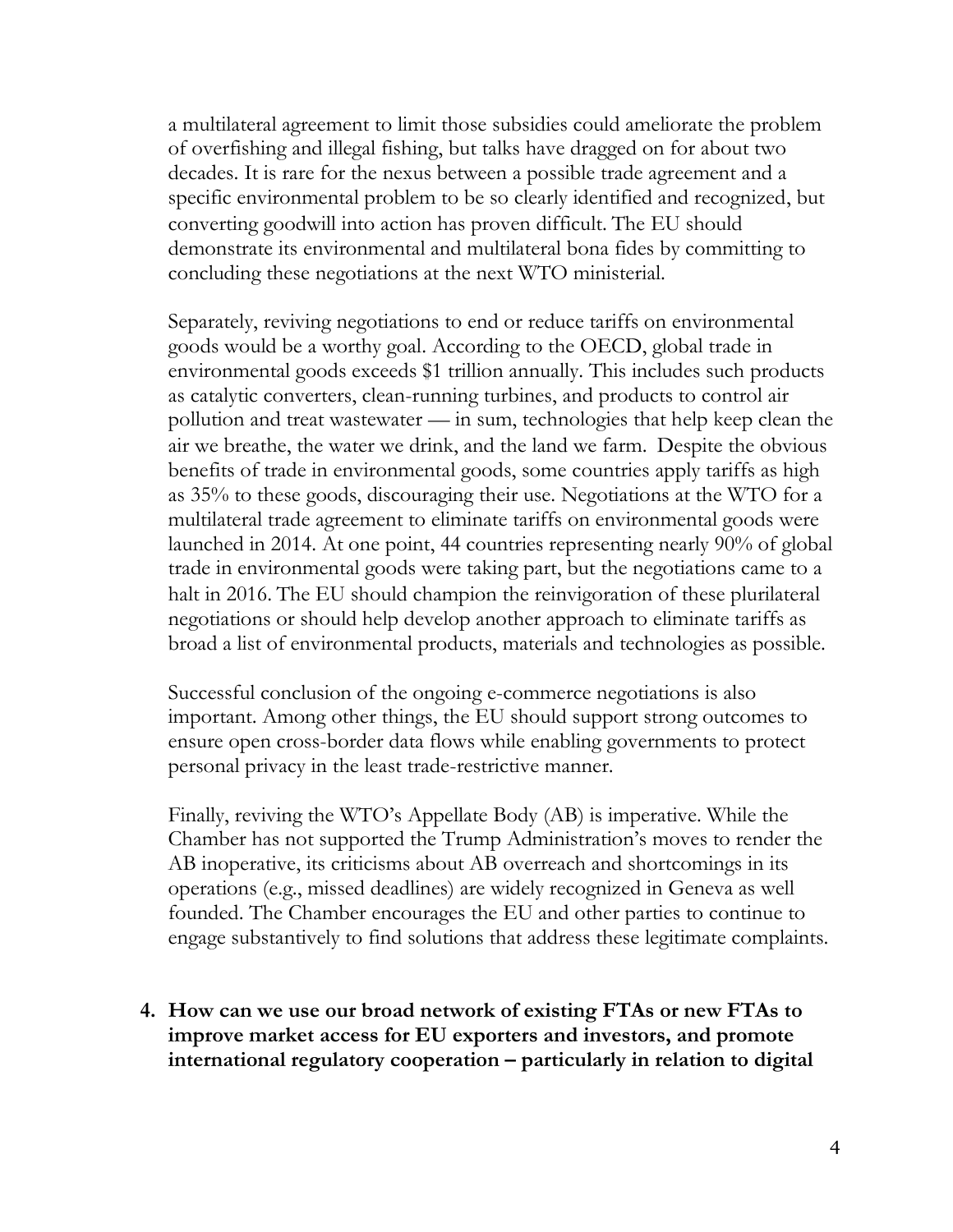a multilateral agreement to limit those subsidies could ameliorate the problem of overfishing and illegal fishing, but talks have dragged on for about two decades. It is rare for the nexus between a possible trade agreement and a specific environmental problem to be so clearly identified and recognized, but converting goodwill into action has proven difficult. The EU should demonstrate its environmental and multilateral bona fides by committing to concluding these negotiations at the next WTO ministerial.

Separately, reviving negotiations to end or reduce tariffs on environmental goods would be a worthy goal. According to the OECD, global trade in environmental goods exceeds $1 trillion annually. This includes such products as catalytic converters, clean-running turbines, and products to control air pollution and treat wastewater — in sum, technologies that help keep clean the air we breathe, the water we drink, and the land we farm. Despite the obvious benefits of trade in environmental goods, some countries apply tariffs as high as 35% to these goods, discouraging their use. Negotiations at the WTO for a multilateral trade agreement to eliminate tariffs on environmental goods were launched in 2014. At one point, 44 countries representing nearly 90% of global trade in environmental goods were taking part, but the negotiations came to a halt in 2016. The EU should champion the reinvigoration of these plurilateral negotiations or should help develop another approach to eliminate tariffs as broad a list of environmental products, materials and technologies as possible.

Successful conclusion of the ongoing e-commerce negotiations is also important. Among other things, the EU should support strong outcomes to ensure open cross-border data flows while enabling governments to protect personal privacy in the least trade-restrictive manner.

Finally, reviving the WTO's Appellate Body (AB) is imperative. While the Chamber has not supported the Trump Administration's moves to render the AB inoperative, its criticisms about AB overreach and shortcomings in its operations (e.g., missed deadlines) are widely recognized in Geneva as well founded. The Chamber encourages the EU and other parties to continue to engage substantively to find solutions that address these legitimate complaints.

4. **How can we use our broad network of existing FTAs or new FTAs to improve market access for EU exporters and investors, and promote international regulatory cooperation – particularly in relation to digital**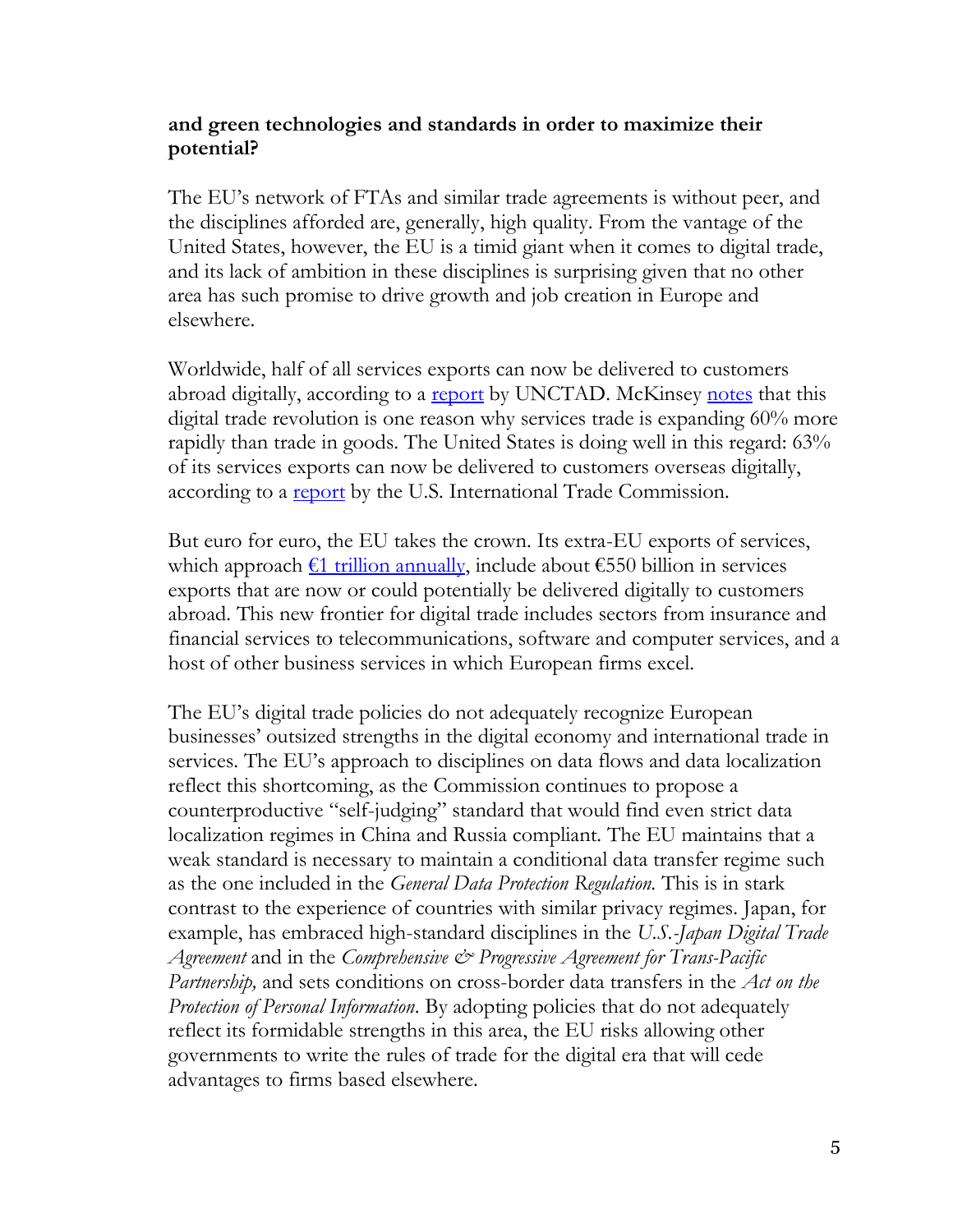**and green technologies and standards in order to maximize their potential?**

The EU's network of FTAs and similar trade agreements is without peer, and the disciplines afforded are, generally, high quality. From the vantage of the United States, however, the EU is a timid giant when it comes to digital trade, and its lack of ambition in these disciplines is surprising given that no other area has such promise to drive growth and job creation in Europe and elsewhere.

Worldwide, half of all services exports can now be delivered to customers abroad digitally, according to a report by UNCTAD. McKinsey notes that this digital trade revolution is one reason why services trade is expanding 60% more rapidly than trade in goods. The United States is doing well in this regard: 63% of its services exports can now be delivered to customers overseas digitally, according to a report by the U.S. International Trade Commission.

But euro for euro, the EU takes the crown. Its extra-EU exports of services, which approach €1 trillion annually, include about €550 billion in services exports that are now or could potentially be delivered digitally to customers abroad. This new frontier for digital trade includes sectors from insurance and financial services to telecommunications, software and computer services, and a host of other business services in which European firms excel.

The EU's digital trade policies do not adequately recognize European businesses' outsized strengths in the digital economy and international trade in services. The EU's approach to disciplines on data flows and data localization reflect this shortcoming, as the Commission continues to propose a counterproductive "self-judging" standard that would find even strict data localization regimes in China and Russia compliant. The EU maintains that a weak standard is necessary to maintain a conditional data transfer regime such as the one included in the *General Data Protection Regulation.* This is in stark contrast to the experience of countries with similar privacy regimes. Japan, for example, has embraced high-standard disciplines in the *U.S.-Japan Digital Trade Agreement* and in the *Comprehensive & Progressive Agreement for Trans-Pacific Partnership,* and sets conditions on cross-border data transfers in the *Act on the Protection of Personal Information.* By adopting policies that do not adequately reflect its formidable strengths in this area, the EU risks allowing other governments to write the rules of trade for the digital era that will cede advantages to firms based elsewhere.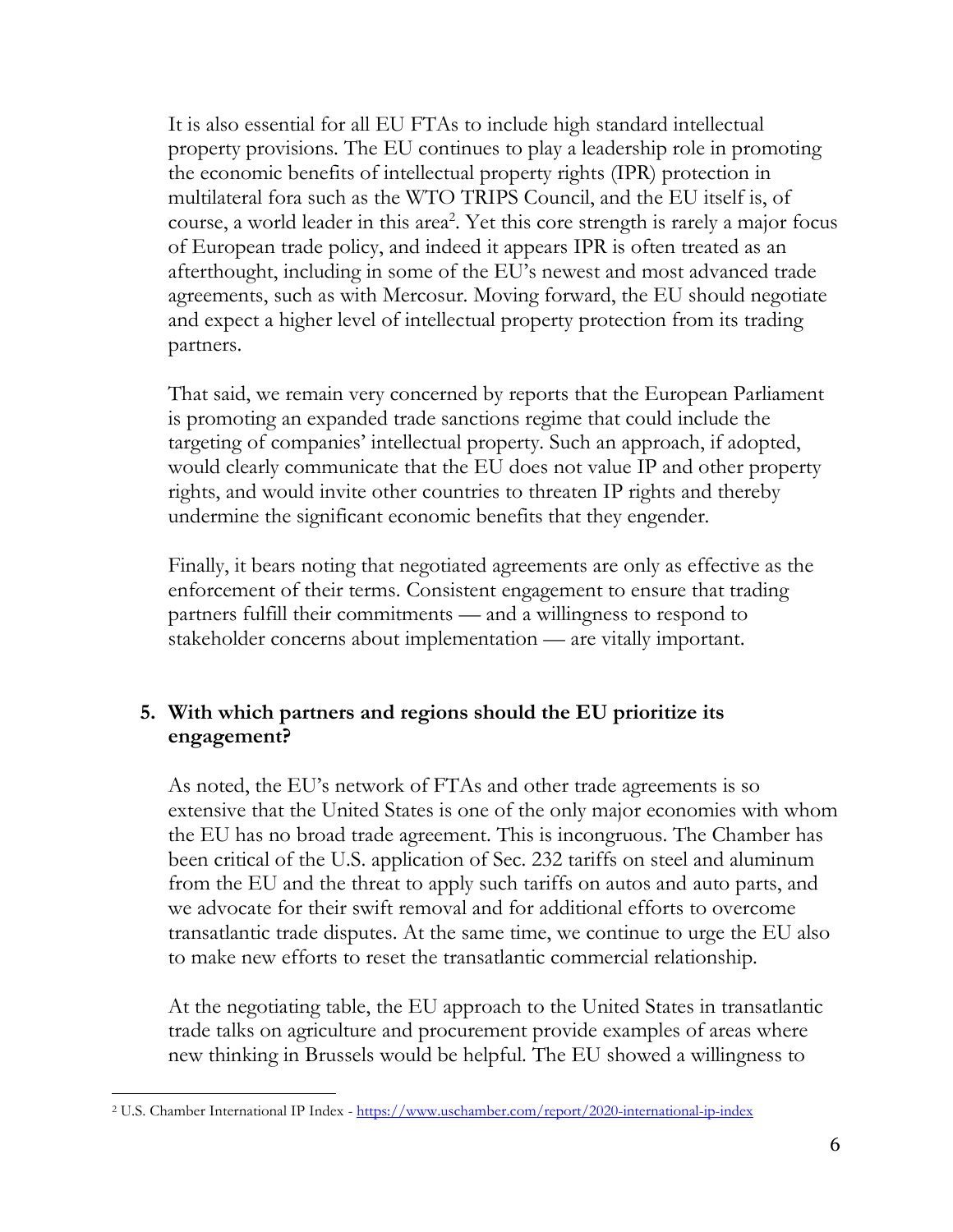It is also essential for all EU FTAs to include high standard intellectual property provisions. The EU continues to play a leadership role in promoting the economic benefits of intellectual property rights (IPR) protection in multilateral fora such as the WTO TRIPS Council, and the EU itself is, of course, a world leader in this area[2]. Yet this core strength is rarely a major focus of European trade policy, and indeed it appears IPR is often treated as an afterthought, including in some of the EU's newest and most advanced trade agreements, such as with Mercosur. Moving forward, the EU should negotiate and expect a higher level of intellectual property protection from its trading partners.

That said, we remain very concerned by reports that the European Parliament is promoting an expanded trade sanctions regime that could include the targeting of companies' intellectual property. Such an approach, if adopted, would clearly communicate that the EU does not value IP and other property rights, and would invite other countries to threaten IP rights and thereby undermine the significant economic benefits that they engender.

Finally, it bears noting that negotiated agreements are only as effective as the enforcement of their terms. Consistent engagement to ensure that trading partners fulfill their commitments — and a willingness to respond to stakeholder concerns about implementation — are vitally important.

## 5. With which partners and regions should the EU prioritize its engagement?

As noted, the EU's network of FTAs and other trade agreements is so extensive that the United States is one of the only major economies with whom the EU has no broad trade agreement. This is incongruous. The Chamber has been critical of the U.S. application of Sec. 232 tariffs on steel and aluminum from the EU and the threat to apply such tariffs on autos and auto parts, and we advocate for their swift removal and for additional efforts to overcome transatlantic trade disputes. At the same time, we continue to urge the EU also to make new efforts to reset the transatlantic commercial relationship.

At the negotiating table, the EU approach to the United States in transatlantic trade talks on agriculture and procurement provide examples of areas where new thinking in Brussels would be helpful. The EU showed a willingness to

[2] U.S. Chamber International IP Index - https://www.uschamber.com/report/2020-international-ip-index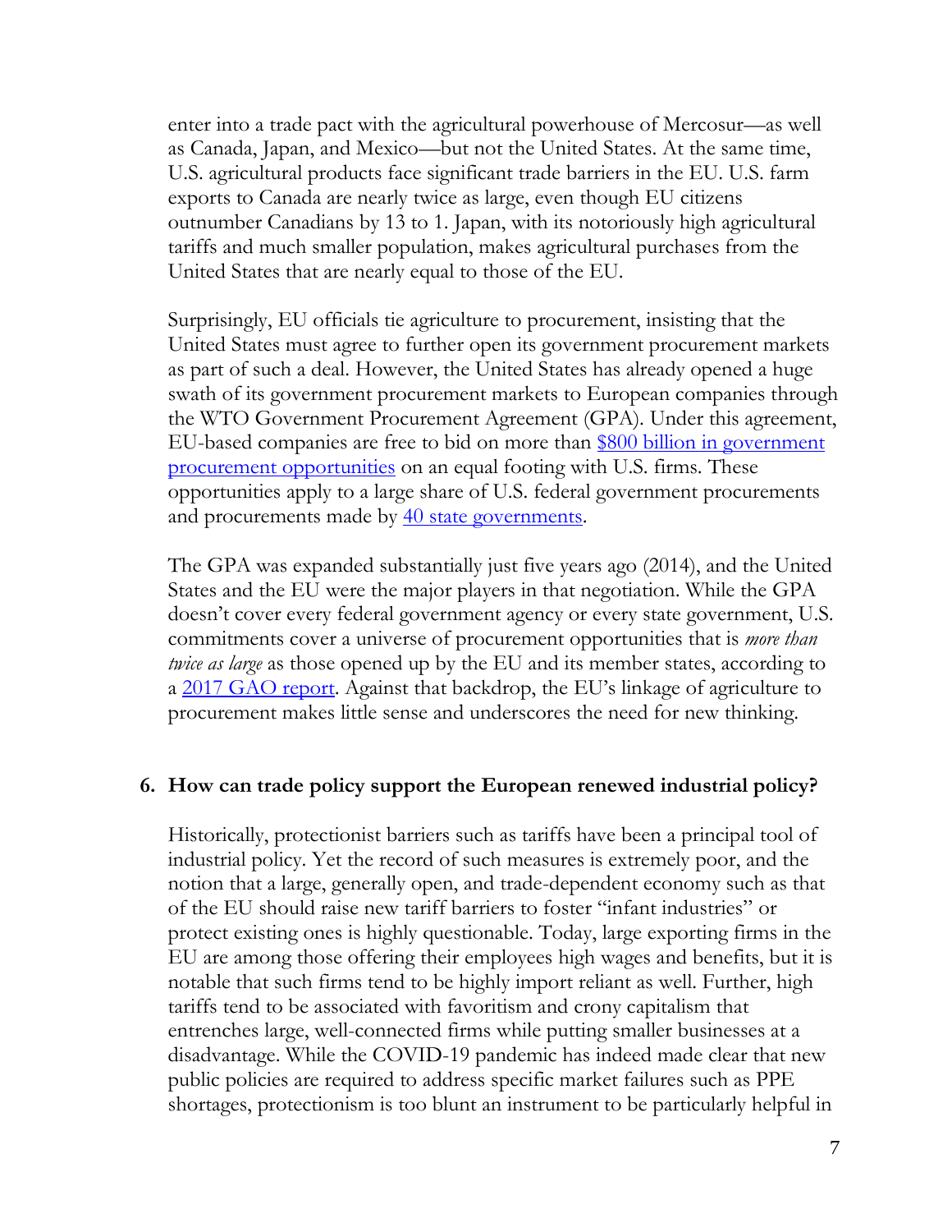enter into a trade pact with the agricultural powerhouse of Mercosur—as well as Canada, Japan, and Mexico—but not the United States. At the same time, U.S. agricultural products face significant trade barriers in the EU. U.S. farm exports to Canada are nearly twice as large, even though EU citizens outnumber Canadians by 13 to 1. Japan, with its notoriously high agricultural tariffs and much smaller population, makes agricultural purchases from the United States that are nearly equal to those of the EU.

Surprisingly, EU officials tie agriculture to procurement, insisting that the United States must agree to further open its government procurement markets as part of such a deal. However, the United States has already opened a huge swath of its government procurement markets to European companies through the WTO Government Procurement Agreement (GPA). Under this agreement, EU-based companies are free to bid on more than [$800 billion in government procurement opportunities]() on an equal footing with U.S. firms. These opportunities apply to a large share of U.S. federal government procurements and procurements made by [40 state governments]().

The GPA was expanded substantially just five years ago (2014), and the United States and the EU were the major players in that negotiation. While the GPA doesn't cover every federal government agency or every state government, U.S. commitments cover a universe of procurement opportunities that is *more than twice as large* as those opened up by the EU and its member states, according to a [2017 GAO report](). Against that backdrop, the EU's linkage of agriculture to procurement makes little sense and underscores the need for new thinking.

**6. How can trade policy support the European renewed industrial policy?**

Historically, protectionist barriers such as tariffs have been a principal tool of industrial policy. Yet the record of such measures is extremely poor, and the notion that a large, generally open, and trade-dependent economy such as that of the EU should raise new tariff barriers to foster "infant industries" or protect existing ones is highly questionable. Today, large exporting firms in the EU are among those offering their employees high wages and benefits, but it is notable that such firms tend to be highly import reliant as well. Further, high tariffs tend to be associated with favoritism and crony capitalism that entrenches large, well-connected firms while putting smaller businesses at a disadvantage. While the COVID-19 pandemic has indeed made clear that new public policies are required to address specific market failures such as PPE shortages, protectionism is too blunt an instrument to be particularly helpful in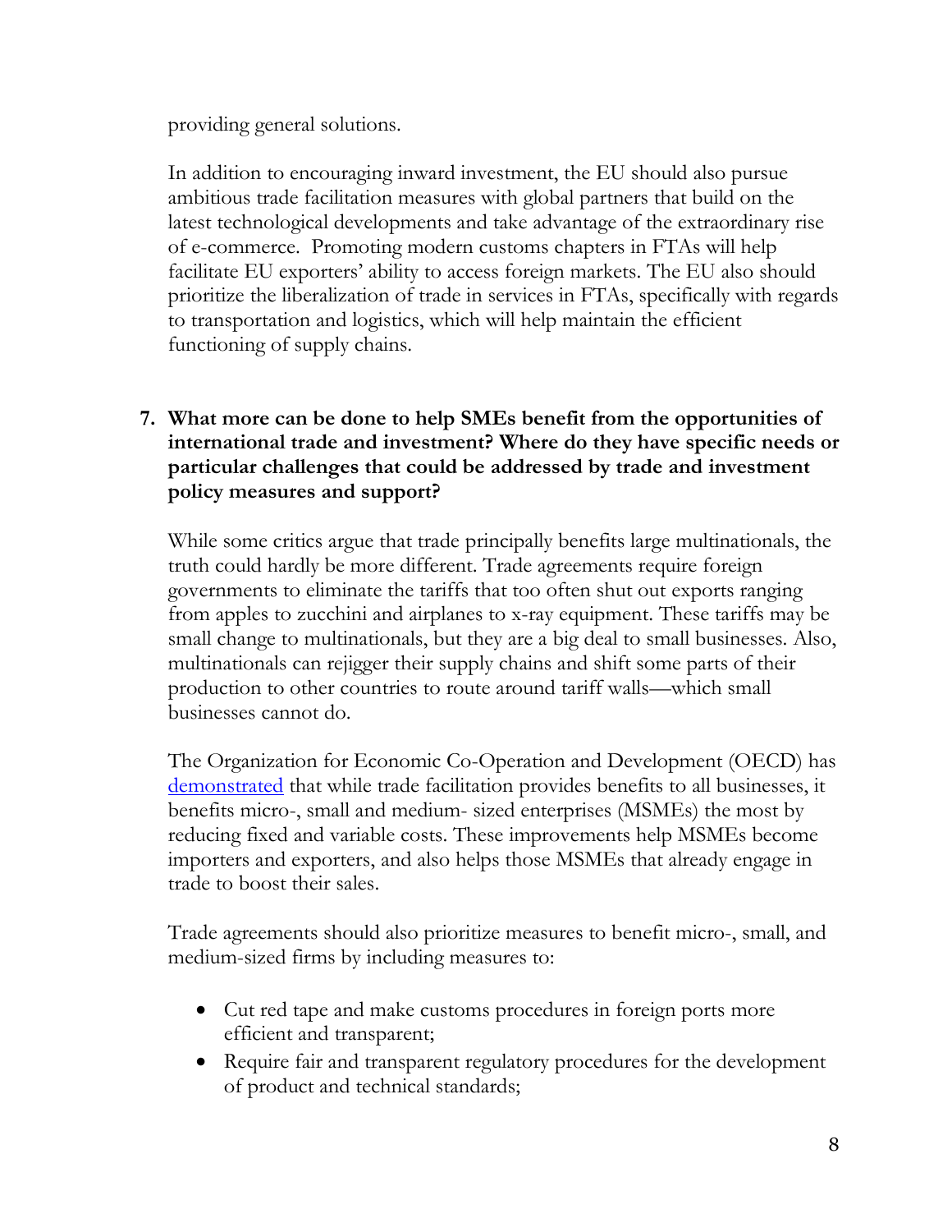providing general solutions.

In addition to encouraging inward investment, the EU should also pursue ambitious trade facilitation measures with global partners that build on the latest technological developments and take advantage of the extraordinary rise of e-commerce. Promoting modern customs chapters in FTAs will help facilitate EU exporters' ability to access foreign markets. The EU also should prioritize the liberalization of trade in services in FTAs, specifically with regards to transportation and logistics, which will help maintain the efficient functioning of supply chains.

**7. What more can be done to help SMEs benefit from the opportunities of international trade and investment? Where do they have specific needs or particular challenges that could be addressed by trade and investment policy measures and support?**

While some critics argue that trade principally benefits large multinationals, the truth could hardly be more different. Trade agreements require foreign governments to eliminate the tariffs that too often shut out exports ranging from apples to zucchini and airplanes to x-ray equipment. These tariffs may be small change to multinationals, but they are a big deal to small businesses. Also, multinationals can rejigger their supply chains and shift some parts of their production to other countries to route around tariff walls—which small businesses cannot do.

The Organization for Economic Co-Operation and Development (OECD) has demonstrated that while trade facilitation provides benefits to all businesses, it benefits micro-, small and medium- sized enterprises (MSMEs) the most by reducing fixed and variable costs. These improvements help MSMEs become importers and exporters, and also helps those MSMEs that already engage in trade to boost their sales.

Trade agreements should also prioritize measures to benefit micro-, small, and medium-sized firms by including measures to:

- Cut red tape and make customs procedures in foreign ports more efficient and transparent;
- Require fair and transparent regulatory procedures for the development of product and technical standards;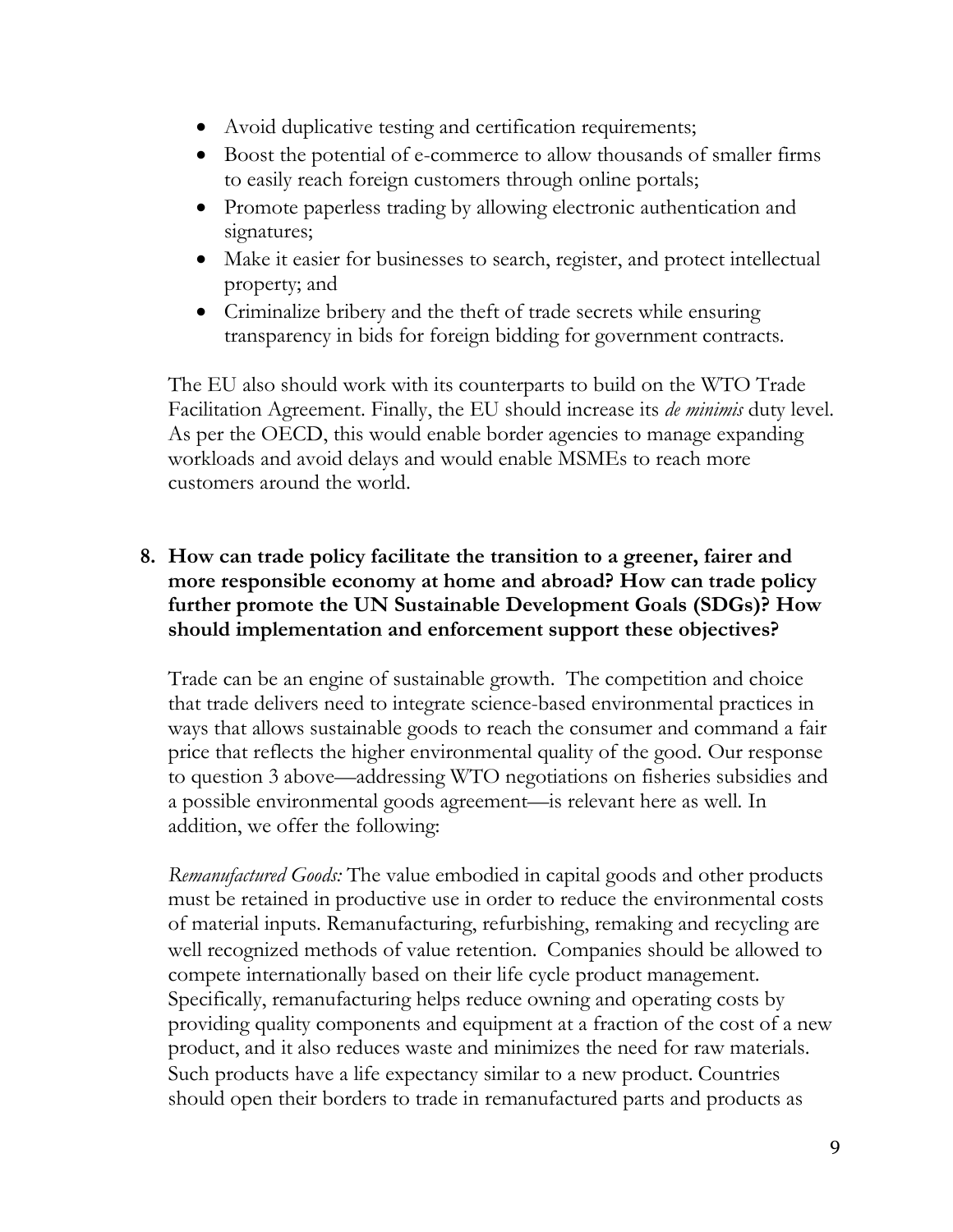- Avoid duplicative testing and certification requirements;
- Boost the potential of e-commerce to allow thousands of smaller firms to easily reach foreign customers through online portals;
- Promote paperless trading by allowing electronic authentication and signatures;
- Make it easier for businesses to search, register, and protect intellectual property; and
- Criminalize bribery and the theft of trade secrets while ensuring transparency in bids for foreign bidding for government contracts.

The EU also should work with its counterparts to build on the WTO Trade Facilitation Agreement. Finally, the EU should increase its *de minimis* duty level. As per the OECD, this would enable border agencies to manage expanding workloads and avoid delays and would enable MSMEs to reach more customers around the world.

**8. How can trade policy facilitate the transition to a greener, fairer and more responsible economy at home and abroad? How can trade policy further promote the UN Sustainable Development Goals (SDGs)? How should implementation and enforcement support these objectives?**

Trade can be an engine of sustainable growth. The competition and choice that trade delivers need to integrate science-based environmental practices in ways that allows sustainable goods to reach the consumer and command a fair price that reflects the higher environmental quality of the good. Our response to question 3 above—addressing WTO negotiations on fisheries subsidies and a possible environmental goods agreement—is relevant here as well. In addition, we offer the following:

*Remanufactured Goods:* The value embodied in capital goods and other products must be retained in productive use in order to reduce the environmental costs of material inputs. Remanufacturing, refurbishing, remaking and recycling are well recognized methods of value retention. Companies should be allowed to compete internationally based on their life cycle product management. Specifically, remanufacturing helps reduce owning and operating costs by providing quality components and equipment at a fraction of the cost of a new product, and it also reduces waste and minimizes the need for raw materials. Such products have a life expectancy similar to a new product. Countries should open their borders to trade in remanufactured parts and products as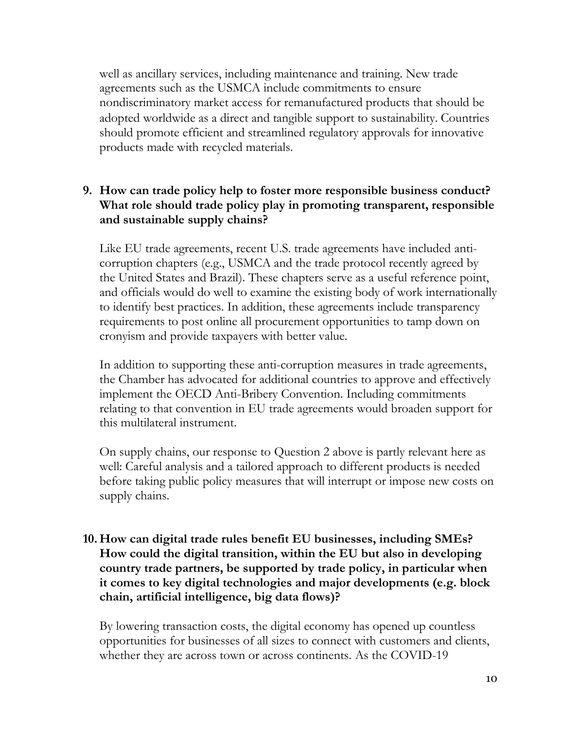well as ancillary services, including maintenance and training. New trade agreements such as the USMCA include commitments to ensure nondiscriminatory market access for remanufactured products that should be adopted worldwide as a direct and tangible support to sustainability. Countries should promote efficient and streamlined regulatory approvals for innovative products made with recycled materials.

**9. How can trade policy help to foster more responsible business conduct? What role should trade policy play in promoting transparent, responsible and sustainable supply chains?**

Like EU trade agreements, recent U.S. trade agreements have included anti-corruption chapters (e.g., USMCA and the trade protocol recently agreed by the United States and Brazil). These chapters serve as a useful reference point, and officials would do well to examine the existing body of work internationally to identify best practices. In addition, these agreements include transparency requirements to post online all procurement opportunities to tamp down on cronyism and provide taxpayers with better value.

In addition to supporting these anti-corruption measures in trade agreements, the Chamber has advocated for additional countries to approve and effectively implement the OECD Anti-Bribery Convention. Including commitments relating to that convention in EU trade agreements would broaden support for this multilateral instrument.

On supply chains, our response to Question 2 above is partly relevant here as well: Careful analysis and a tailored approach to different products is needed before taking public policy measures that will interrupt or impose new costs on supply chains.

**10. How can digital trade rules benefit EU businesses, including SMEs? How could the digital transition, within the EU but also in developing country trade partners, be supported by trade policy, in particular when it comes to key digital technologies and major developments (e.g. block chain, artificial intelligence, big data flows)?**

By lowering transaction costs, the digital economy has opened up countless opportunities for businesses of all sizes to connect with customers and clients, whether they are across town or across continents. As the COVID-19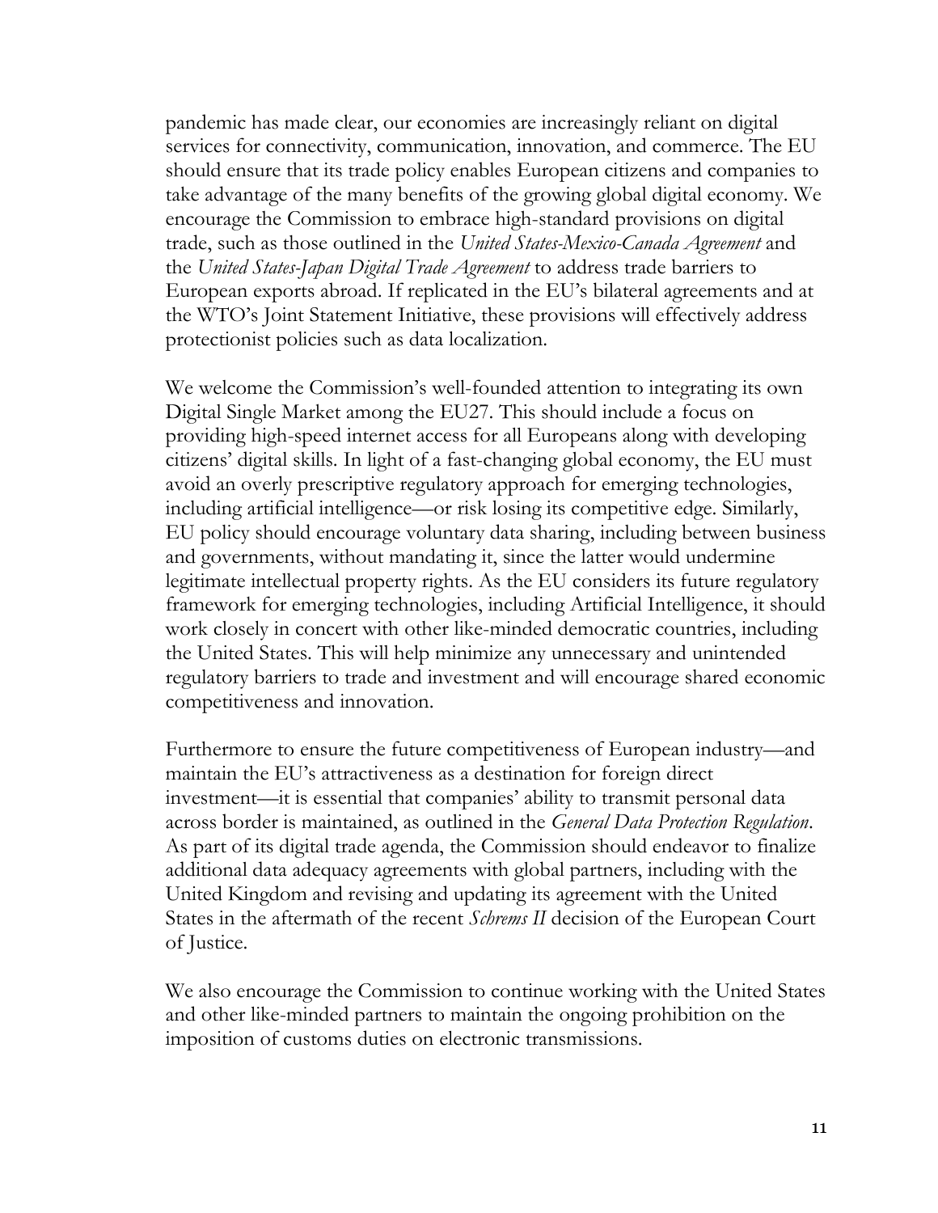pandemic has made clear, our economies are increasingly reliant on digital services for connectivity, communication, innovation, and commerce. The EU should ensure that its trade policy enables European citizens and companies to take advantage of the many benefits of the growing global digital economy. We encourage the Commission to embrace high-standard provisions on digital trade, such as those outlined in the *United States-Mexico-Canada Agreement* and the *United States-Japan Digital Trade Agreement* to address trade barriers to European exports abroad. If replicated in the EU's bilateral agreements and at the WTO's Joint Statement Initiative, these provisions will effectively address protectionist policies such as data localization.

We welcome the Commission's well-founded attention to integrating its own Digital Single Market among the EU27. This should include a focus on providing high-speed internet access for all Europeans along with developing citizens' digital skills. In light of a fast-changing global economy, the EU must avoid an overly prescriptive regulatory approach for emerging technologies, including artificial intelligence—or risk losing its competitive edge. Similarly, EU policy should encourage voluntary data sharing, including between business and governments, without mandating it, since the latter would undermine legitimate intellectual property rights. As the EU considers its future regulatory framework for emerging technologies, including Artificial Intelligence, it should work closely in concert with other like-minded democratic countries, including the United States. This will help minimize any unnecessary and unintended regulatory barriers to trade and investment and will encourage shared economic competitiveness and innovation.

Furthermore to ensure the future competitiveness of European industry—and maintain the EU's attractiveness as a destination for foreign direct investment—it is essential that companies' ability to transmit personal data across border is maintained, as outlined in the *General Data Protection Regulation*. As part of its digital trade agenda, the Commission should endeavor to finalize additional data adequacy agreements with global partners, including with the United Kingdom and revising and updating its agreement with the United States in the aftermath of the recent *Schrems II* decision of the European Court of Justice.

We also encourage the Commission to continue working with the United States and other like-minded partners to maintain the ongoing prohibition on the imposition of customs duties on electronic transmissions.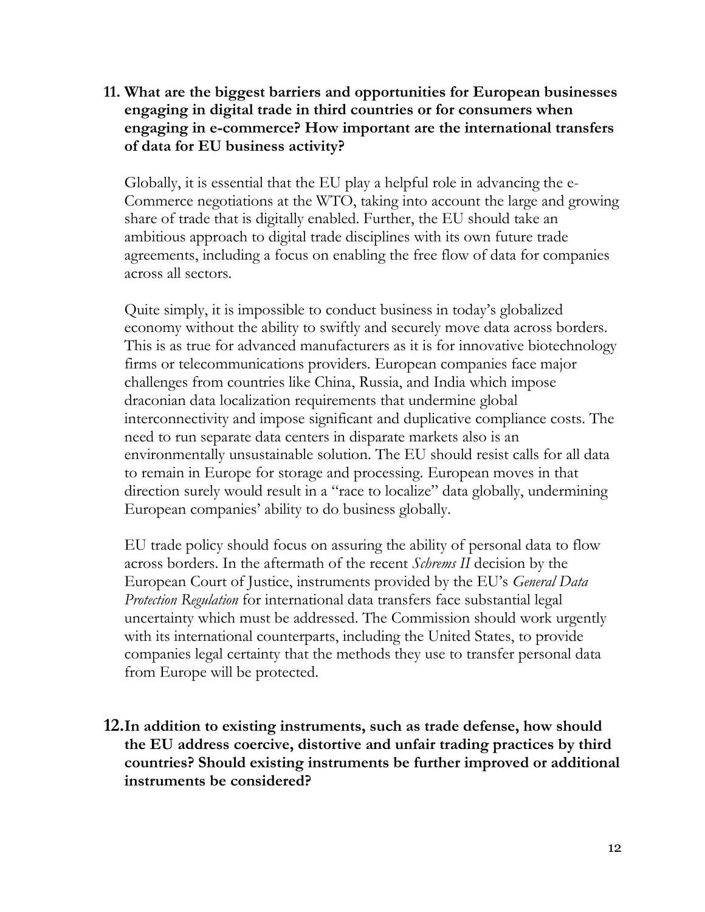**11. What are the biggest barriers and opportunities for European businesses engaging in digital trade in third countries or for consumers when engaging in e-commerce? How important are the international transfers of data for EU business activity?**

Globally, it is essential that the EU play a helpful role in advancing the e-Commerce negotiations at the WTO, taking into account the large and growing share of trade that is digitally enabled. Further, the EU should take an ambitious approach to digital trade disciplines with its own future trade agreements, including a focus on enabling the free flow of data for companies across all sectors.

Quite simply, it is impossible to conduct business in today's globalized economy without the ability to swiftly and securely move data across borders. This is as true for advanced manufacturers as it is for innovative biotechnology firms or telecommunications providers. European companies face major challenges from countries like China, Russia, and India which impose draconian data localization requirements that undermine global interconnectivity and impose significant and duplicative compliance costs. The need to run separate data centers in disparate markets also is an environmentally unsustainable solution. The EU should resist calls for all data to remain in Europe for storage and processing. European moves in that direction surely would result in a "race to localize" data globally, undermining European companies' ability to do business globally.

EU trade policy should focus on assuring the ability of personal data to flow across borders. In the aftermath of the recent *Schrems II* decision by the European Court of Justice, instruments provided by the EU's *General Data Protection Regulation* for international data transfers face substantial legal uncertainty which must be addressed. The Commission should work urgently with its international counterparts, including the United States, to provide companies legal certainty that the methods they use to transfer personal data from Europe will be protected.

**12. In addition to existing instruments, such as trade defense, how should the EU address coercive, distortive and unfair trading practices by third countries? Should existing instruments be further improved or additional instruments be considered?**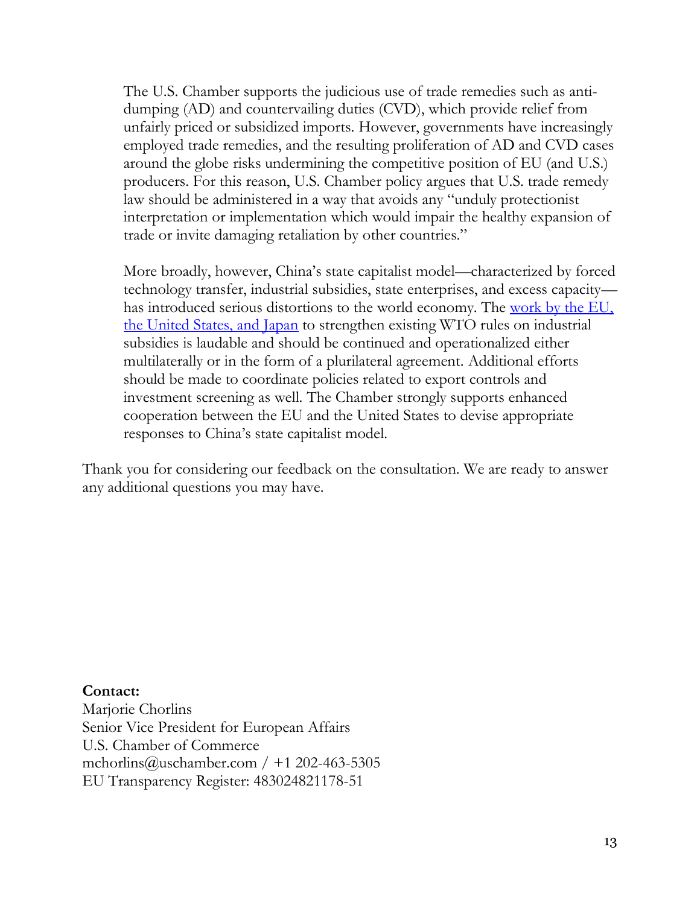The U.S. Chamber supports the judicious use of trade remedies such as anti-dumping (AD) and countervailing duties (CVD), which provide relief from unfairly priced or subsidized imports. However, governments have increasingly employed trade remedies, and the resulting proliferation of AD and CVD cases around the globe risks undermining the competitive position of EU (and U.S.) producers. For this reason, U.S. Chamber policy argues that U.S. trade remedy law should be administered in a way that avoids any "unduly protectionist interpretation or implementation which would impair the healthy expansion of trade or invite damaging retaliation by other countries."

More broadly, however, China's state capitalist model—characterized by forced technology transfer, industrial subsidies, state enterprises, and excess capacity—has introduced serious distortions to the world economy. The work by the EU, the United States, and Japan to strengthen existing WTO rules on industrial subsidies is laudable and should be continued and operationalized either multilaterally or in the form of a plurilateral agreement. Additional efforts should be made to coordinate policies related to export controls and investment screening as well. The Chamber strongly supports enhanced cooperation between the EU and the United States to devise appropriate responses to China's state capitalist model.

Thank you for considering our feedback on the consultation. We are ready to answer any additional questions you may have.

**Contact:**
Marjorie Chorlins
Senior Vice President for European Affairs
U.S. Chamber of Commerce
mchorlins@uschamber.com / +1 202-463-5305
EU Transparency Register: 483024821178-51